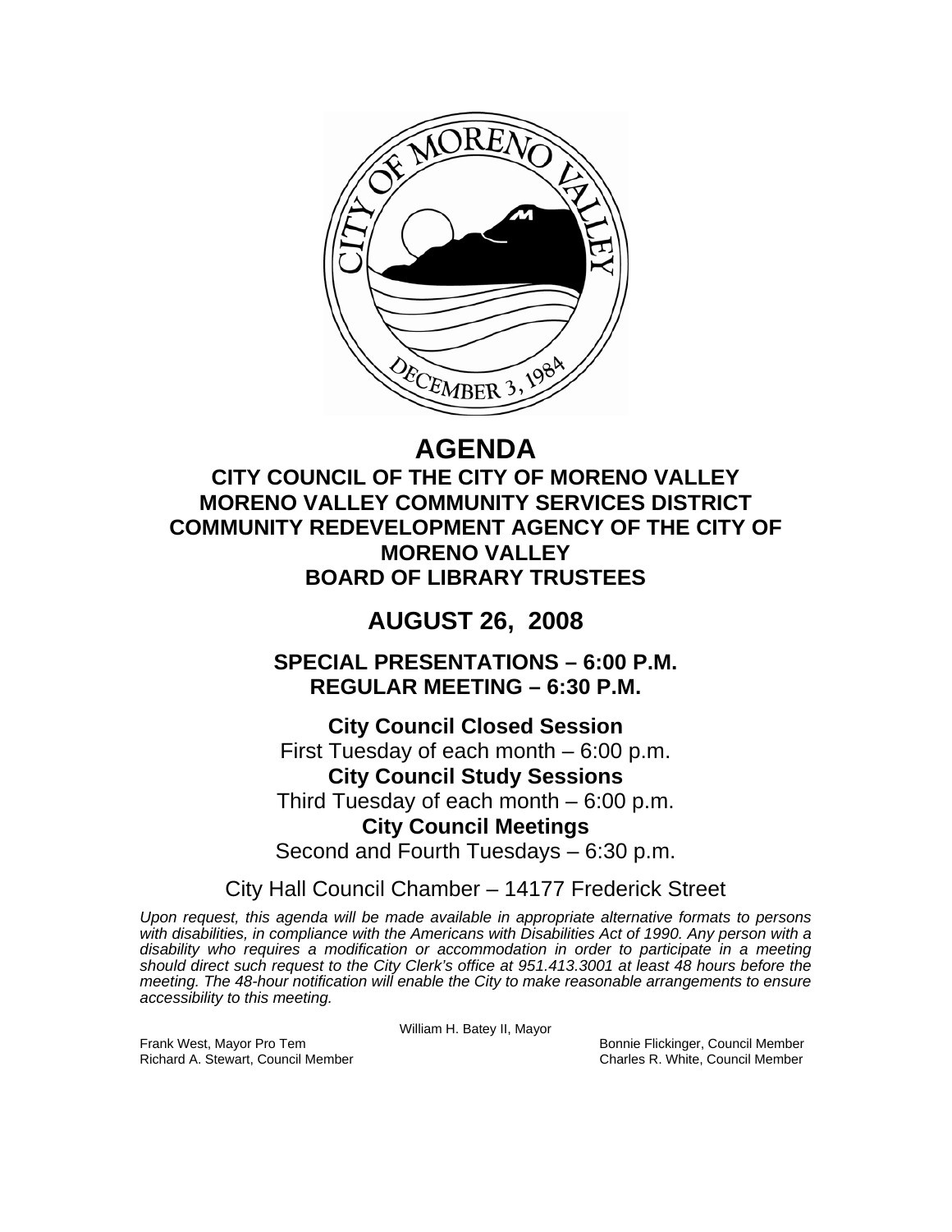# AGENDA

## CITY COUNCIL OF THE CITY OF MORENO VALLEY
## MORENO VALLEY COMMUNITY SERVICES DISTRICT
## COMMUNITY REDEVELOPMENT AGENCY OF THE CITY OF MORENO VALLEY
## BOARD OF LIBRARY TRUSTEES

# AUGUST 26, 2008

## SPECIAL PRESENTATIONS – 6:00 P.M.
## REGULAR MEETING – 6:30 P.M.

**City Council Closed Session**
First Tuesday of each month – 6:00 p.m.
**City Council Study Sessions**
Third Tuesday of each month – 6:00 p.m.
**City Council Meetings**
Second and Fourth Tuesdays – 6:30 p.m.

City Hall Council Chamber – 14177 Frederick Street

*Upon request, this agenda will be made available in appropriate alternative formats to persons with disabilities, in compliance with the Americans with Disabilities Act of 1990. Any person with a disability who requires a modification or accommodation in order to participate in a meeting should direct such request to the City Clerk's office at 951.413.3001 at least 48 hours before the meeting. The 48-hour notification will enable the City to make reasonable arrangements to ensure accessibility to this meeting.*

William H. Batey II, Mayor

Frank West, Mayor Pro Tem
Bonnie Flickinger, Council Member
Richard A. Stewart, Council Member
Charles R. White, Council Member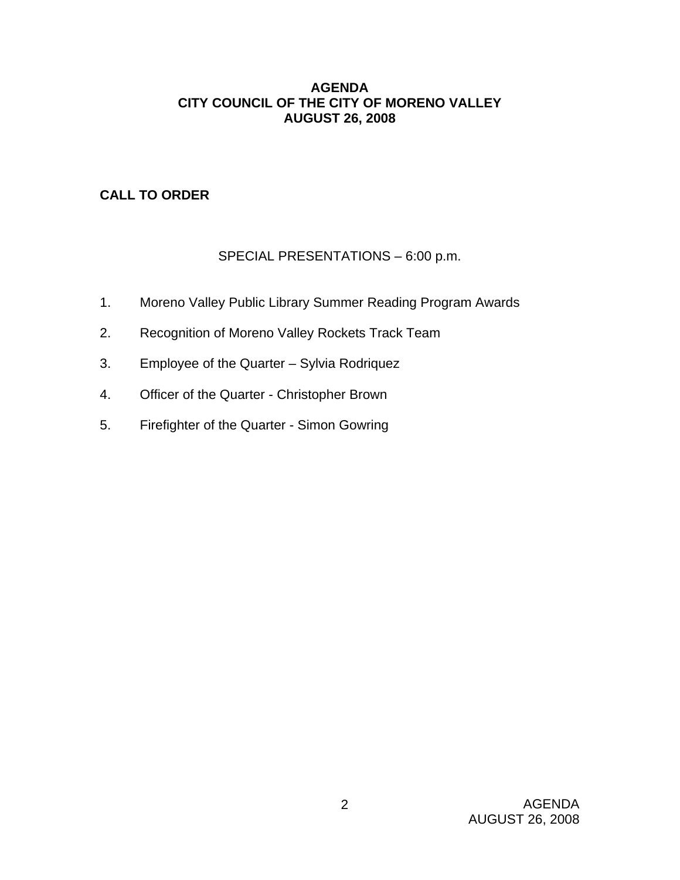**AGENDA**
**CITY COUNCIL OF THE CITY OF MORENO VALLEY**
**AUGUST 26, 2008**

**CALL TO ORDER**

SPECIAL PRESENTATIONS – 6:00 p.m.

1. Moreno Valley Public Library Summer Reading Program Awards
2. Recognition of Moreno Valley Rockets Track Team
3. Employee of the Quarter – Sylvia Rodriquez
4. Officer of the Quarter - Christopher Brown
5. Firefighter of the Quarter - Simon Gowring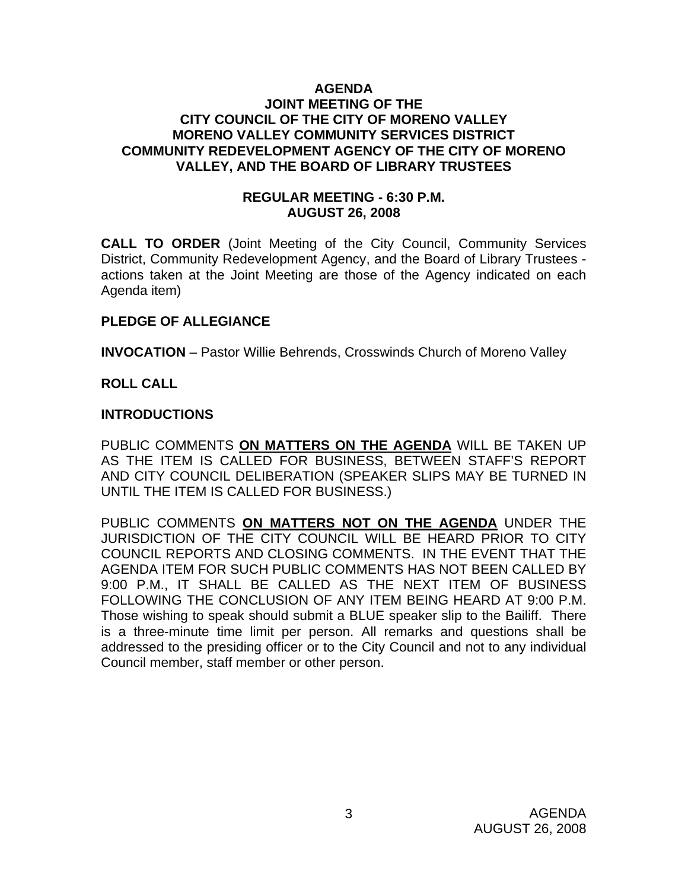# AGENDA
## JOINT MEETING OF THE
## CITY COUNCIL OF THE CITY OF MORENO VALLEY
## MORENO VALLEY COMMUNITY SERVICES DISTRICT
## COMMUNITY REDEVELOPMENT AGENCY OF THE CITY OF MORENO VALLEY, AND THE BOARD OF LIBRARY TRUSTEES

### REGULAR MEETING - 6:30 P.M.
### AUGUST 26, 2008

**CALL TO ORDER** (Joint Meeting of the City Council, Community Services District, Community Redevelopment Agency, and the Board of Library Trustees - actions taken at the Joint Meeting are those of the Agency indicated on each Agenda item)

**PLEDGE OF ALLEGIANCE**

**INVOCATION** – Pastor Willie Behrends, Crosswinds Church of Moreno Valley

**ROLL CALL**

**INTRODUCTIONS**

PUBLIC COMMENTS **ON MATTERS ON THE AGENDA** WILL BE TAKEN UP AS THE ITEM IS CALLED FOR BUSINESS, BETWEEN STAFF'S REPORT AND CITY COUNCIL DELIBERATION (SPEAKER SLIPS MAY BE TURNED IN UNTIL THE ITEM IS CALLED FOR BUSINESS.)

PUBLIC COMMENTS **ON MATTERS NOT ON THE AGENDA** UNDER THE JURISDICTION OF THE CITY COUNCIL WILL BE HEARD PRIOR TO CITY COUNCIL REPORTS AND CLOSING COMMENTS. IN THE EVENT THAT THE AGENDA ITEM FOR SUCH PUBLIC COMMENTS HAS NOT BEEN CALLED BY 9:00 P.M., IT SHALL BE CALLED AS THE NEXT ITEM OF BUSINESS FOLLOWING THE CONCLUSION OF ANY ITEM BEING HEARD AT 9:00 P.M. Those wishing to speak should submit a BLUE speaker slip to the Bailiff. There is a three-minute time limit per person. All remarks and questions shall be addressed to the presiding officer or to the City Council and not to any individual Council member, staff member or other person.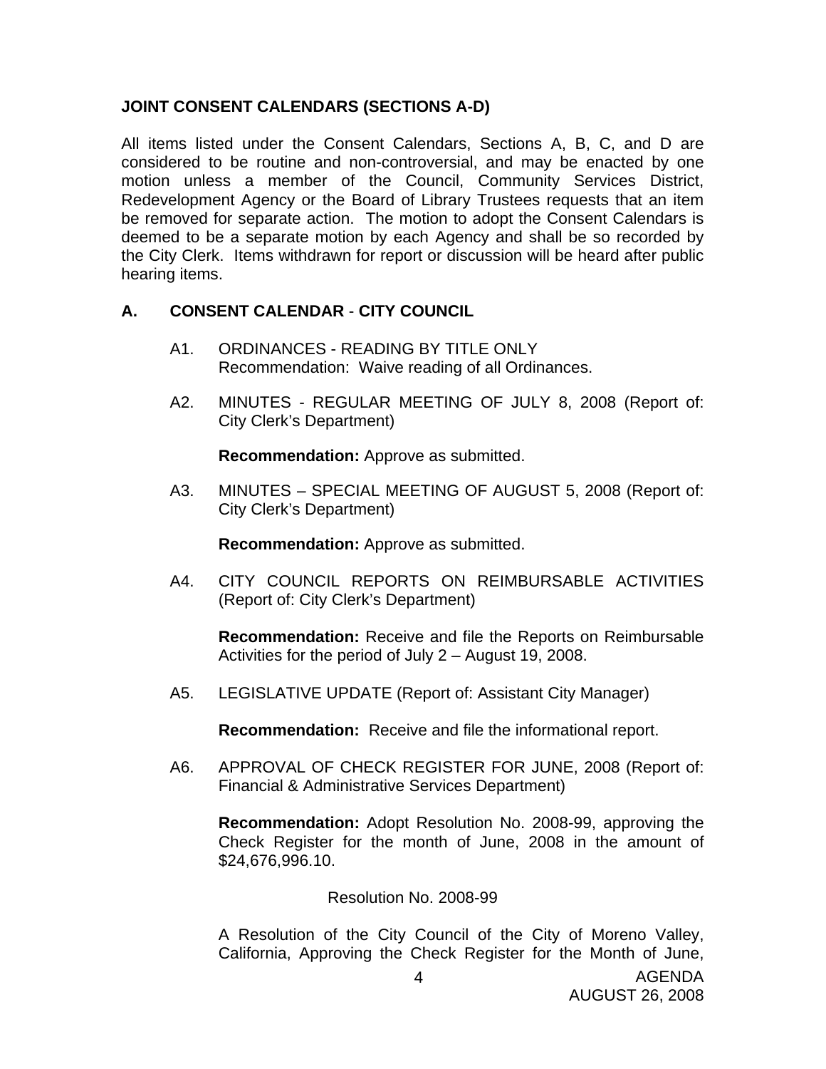## JOINT CONSENT CALENDARS (SECTIONS A-D)

All items listed under the Consent Calendars, Sections A, B, C, and D are considered to be routine and non-controversial, and may be enacted by one motion unless a member of the Council, Community Services District, Redevelopment Agency or the Board of Library Trustees requests that an item be removed for separate action. The motion to adopt the Consent Calendars is deemed to be a separate motion by each Agency and shall be so recorded by the City Clerk. Items withdrawn for report or discussion will be heard after public hearing items.

## A. CONSENT CALENDAR - CITY COUNCIL

A1. ORDINANCES - READING BY TITLE ONLY
Recommendation: Waive reading of all Ordinances.

A2. MINUTES - REGULAR MEETING OF JULY 8, 2008 (Report of: City Clerk's Department)

**Recommendation:** Approve as submitted.

A3. MINUTES – SPECIAL MEETING OF AUGUST 5, 2008 (Report of: City Clerk's Department)

**Recommendation:** Approve as submitted.

A4. CITY COUNCIL REPORTS ON REIMBURSABLE ACTIVITIES (Report of: City Clerk's Department)

**Recommendation:** Receive and file the Reports on Reimbursable Activities for the period of July 2 – August 19, 2008.

A5. LEGISLATIVE UPDATE (Report of: Assistant City Manager)

**Recommendation:** Receive and file the informational report.

A6. APPROVAL OF CHECK REGISTER FOR JUNE, 2008 (Report of: Financial & Administrative Services Department)

**Recommendation:** Adopt Resolution No. 2008-99, approving the Check Register for the month of June, 2008 in the amount of $24,676,996.10.

Resolution No. 2008-99

A Resolution of the City Council of the City of Moreno Valley, California, Approving the Check Register for the Month of June,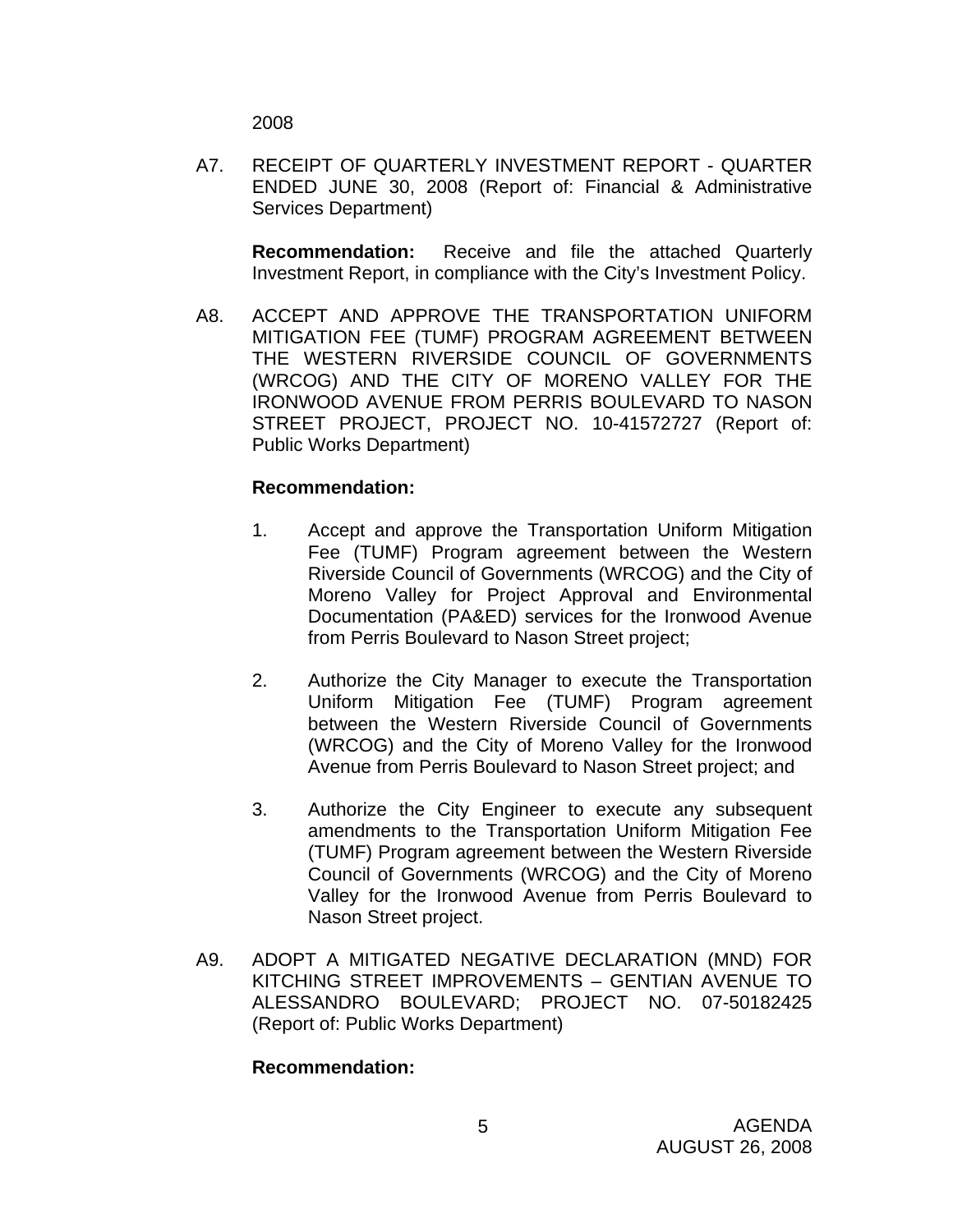2008

A7. RECEIPT OF QUARTERLY INVESTMENT REPORT - QUARTER ENDED JUNE 30, 2008 (Report of: Financial & Administrative Services Department)

**Recommendation:** Receive and file the attached Quarterly Investment Report, in compliance with the City's Investment Policy.

A8. ACCEPT AND APPROVE THE TRANSPORTATION UNIFORM MITIGATION FEE (TUMF) PROGRAM AGREEMENT BETWEEN THE WESTERN RIVERSIDE COUNCIL OF GOVERNMENTS (WRCOG) AND THE CITY OF MORENO VALLEY FOR THE IRONWOOD AVENUE FROM PERRIS BOULEVARD TO NASON STREET PROJECT, PROJECT NO. 10-41572727 (Report of: Public Works Department)

**Recommendation:**

1. Accept and approve the Transportation Uniform Mitigation Fee (TUMF) Program agreement between the Western Riverside Council of Governments (WRCOG) and the City of Moreno Valley for Project Approval and Environmental Documentation (PA&ED) services for the Ironwood Avenue from Perris Boulevard to Nason Street project;

2. Authorize the City Manager to execute the Transportation Uniform Mitigation Fee (TUMF) Program agreement between the Western Riverside Council of Governments (WRCOG) and the City of Moreno Valley for the Ironwood Avenue from Perris Boulevard to Nason Street project; and

3. Authorize the City Engineer to execute any subsequent amendments to the Transportation Uniform Mitigation Fee (TUMF) Program agreement between the Western Riverside Council of Governments (WRCOG) and the City of Moreno Valley for the Ironwood Avenue from Perris Boulevard to Nason Street project.

A9. ADOPT A MITIGATED NEGATIVE DECLARATION (MND) FOR KITCHING STREET IMPROVEMENTS – GENTIAN AVENUE TO ALESSANDRO BOULEVARD; PROJECT NO. 07-50182425 (Report of: Public Works Department)

**Recommendation:**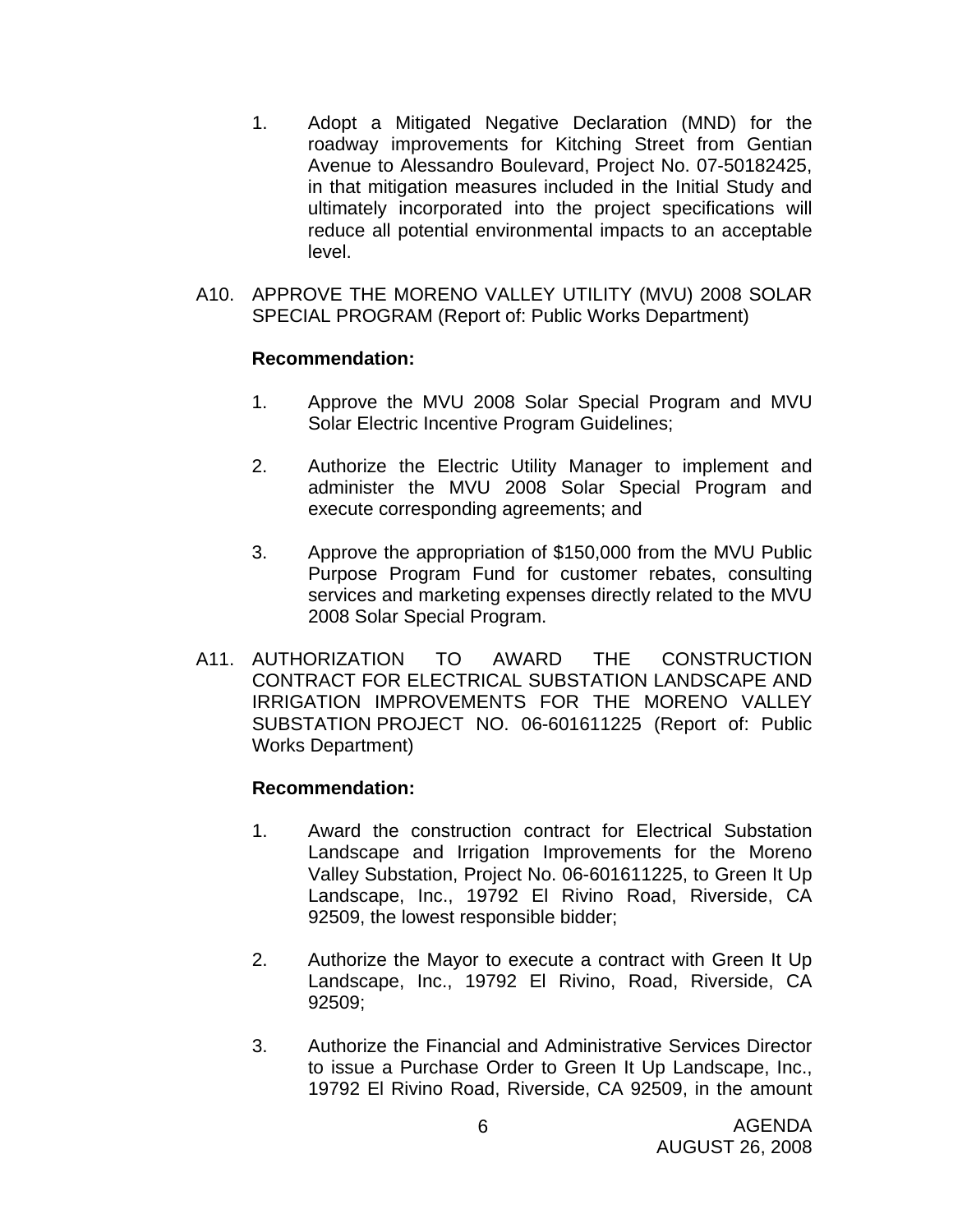1. Adopt a Mitigated Negative Declaration (MND) for the roadway improvements for Kitching Street from Gentian Avenue to Alessandro Boulevard, Project No. 07-50182425, in that mitigation measures included in the Initial Study and ultimately incorporated into the project specifications will reduce all potential environmental impacts to an acceptable level.

A10. APPROVE THE MORENO VALLEY UTILITY (MVU) 2008 SOLAR SPECIAL PROGRAM (Report of: Public Works Department)

**Recommendation:**

1. Approve the MVU 2008 Solar Special Program and MVU Solar Electric Incentive Program Guidelines;

2. Authorize the Electric Utility Manager to implement and administer the MVU 2008 Solar Special Program and execute corresponding agreements; and

3. Approve the appropriation of $150,000 from the MVU Public Purpose Program Fund for customer rebates, consulting services and marketing expenses directly related to the MVU 2008 Solar Special Program.

A11. AUTHORIZATION TO AWARD THE CONSTRUCTION CONTRACT FOR ELECTRICAL SUBSTATION LANDSCAPE AND IRRIGATION IMPROVEMENTS FOR THE MORENO VALLEY SUBSTATION PROJECT NO. 06-601611225 (Report of: Public Works Department)

**Recommendation:**

1. Award the construction contract for Electrical Substation Landscape and Irrigation Improvements for the Moreno Valley Substation, Project No. 06-601611225, to Green It Up Landscape, Inc., 19792 El Rivino Road, Riverside, CA 92509, the lowest responsible bidder;

2. Authorize the Mayor to execute a contract with Green It Up Landscape, Inc., 19792 El Rivino, Road, Riverside, CA 92509;

3. Authorize the Financial and Administrative Services Director to issue a Purchase Order to Green It Up Landscape, Inc., 19792 El Rivino Road, Riverside, CA 92509, in the amount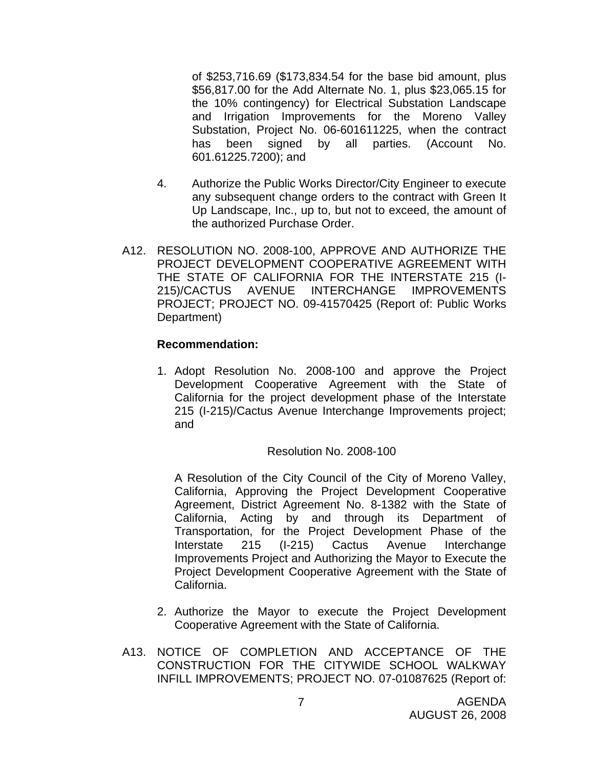of $253,716.69 ($173,834.54 for the base bid amount, plus $56,817.00 for the Add Alternate No. 1, plus $23,065.15 for the 10% contingency) for Electrical Substation Landscape and Irrigation Improvements for the Moreno Valley Substation, Project No. 06-601611225, when the contract has been signed by all parties. (Account No. 601.61225.7200); and

4. Authorize the Public Works Director/City Engineer to execute any subsequent change orders to the contract with Green It Up Landscape, Inc., up to, but not to exceed, the amount of the authorized Purchase Order.

A12. RESOLUTION NO. 2008-100, APPROVE AND AUTHORIZE THE PROJECT DEVELOPMENT COOPERATIVE AGREEMENT WITH THE STATE OF CALIFORNIA FOR THE INTERSTATE 215 (I-215)/CACTUS AVENUE INTERCHANGE IMPROVEMENTS PROJECT; PROJECT NO. 09-41570425 (Report of: Public Works Department)

**Recommendation:**

1. Adopt Resolution No. 2008-100 and approve the Project Development Cooperative Agreement with the State of California for the project development phase of the Interstate 215 (I-215)/Cactus Avenue Interchange Improvements project; and

   Resolution No. 2008-100

   A Resolution of the City Council of the City of Moreno Valley, California, Approving the Project Development Cooperative Agreement, District Agreement No. 8-1382 with the State of California, Acting by and through its Department of Transportation, for the Project Development Phase of the Interstate 215 (I-215) Cactus Avenue Interchange Improvements Project and Authorizing the Mayor to Execute the Project Development Cooperative Agreement with the State of California.

2. Authorize the Mayor to execute the Project Development Cooperative Agreement with the State of California.

A13. NOTICE OF COMPLETION AND ACCEPTANCE OF THE CONSTRUCTION FOR THE CITYWIDE SCHOOL WALKWAY INFILL IMPROVEMENTS; PROJECT NO. 07-01087625 (Report of: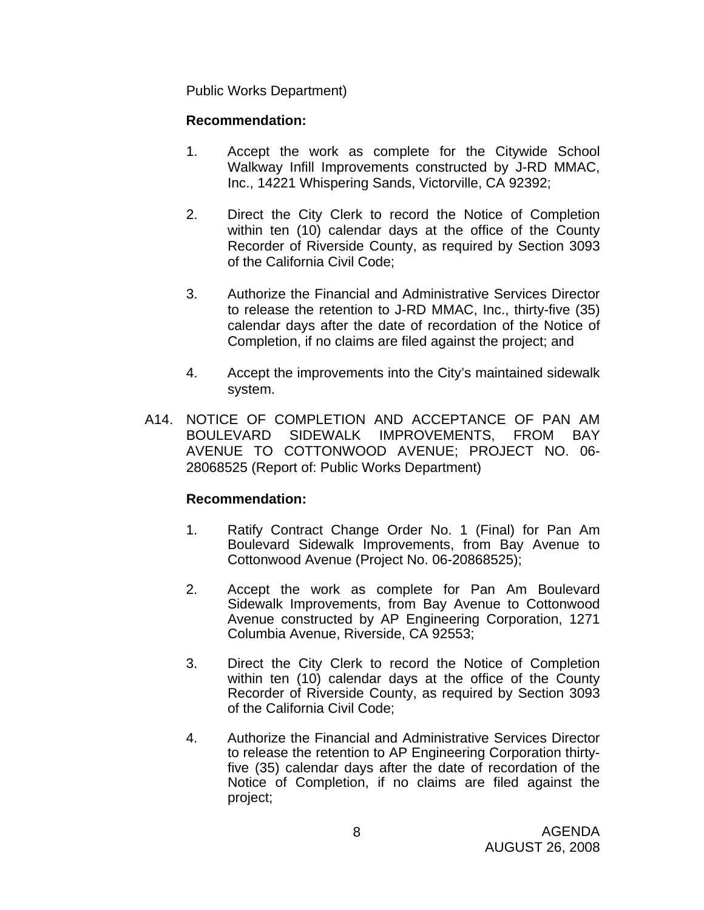Public Works Department)

**Recommendation:**

1. Accept the work as complete for the Citywide School Walkway Infill Improvements constructed by J-RD MMAC, Inc., 14221 Whispering Sands, Victorville, CA 92392;

2. Direct the City Clerk to record the Notice of Completion within ten (10) calendar days at the office of the County Recorder of Riverside County, as required by Section 3093 of the California Civil Code;

3. Authorize the Financial and Administrative Services Director to release the retention to J-RD MMAC, Inc., thirty-five (35) calendar days after the date of recordation of the Notice of Completion, if no claims are filed against the project; and

4. Accept the improvements into the City's maintained sidewalk system.

A14. NOTICE OF COMPLETION AND ACCEPTANCE OF PAN AM BOULEVARD SIDEWALK IMPROVEMENTS, FROM BAY AVENUE TO COTTONWOOD AVENUE; PROJECT NO. 06-28068525 (Report of: Public Works Department)

**Recommendation:**

1. Ratify Contract Change Order No. 1 (Final) for Pan Am Boulevard Sidewalk Improvements, from Bay Avenue to Cottonwood Avenue (Project No. 06-20868525);

2. Accept the work as complete for Pan Am Boulevard Sidewalk Improvements, from Bay Avenue to Cottonwood Avenue constructed by AP Engineering Corporation, 1271 Columbia Avenue, Riverside, CA 92553;

3. Direct the City Clerk to record the Notice of Completion within ten (10) calendar days at the office of the County Recorder of Riverside County, as required by Section 3093 of the California Civil Code;

4. Authorize the Financial and Administrative Services Director to release the retention to AP Engineering Corporation thirty-five (35) calendar days after the date of recordation of the Notice of Completion, if no claims are filed against the project;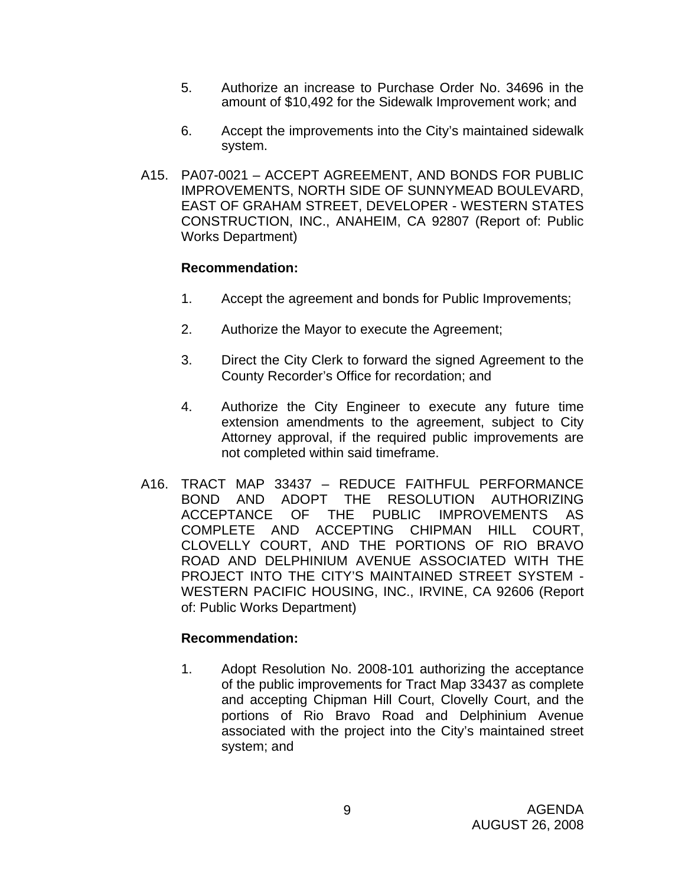5. Authorize an increase to Purchase Order No. 34696 in the amount of $10,492 for the Sidewalk Improvement work; and

6. Accept the improvements into the City's maintained sidewalk system.

A15. PA07-0021 – ACCEPT AGREEMENT, AND BONDS FOR PUBLIC IMPROVEMENTS, NORTH SIDE OF SUNNYMEAD BOULEVARD, EAST OF GRAHAM STREET, DEVELOPER - WESTERN STATES CONSTRUCTION, INC., ANAHEIM, CA 92807 (Report of: Public Works Department)

**Recommendation:**

1. Accept the agreement and bonds for Public Improvements;

2. Authorize the Mayor to execute the Agreement;

3. Direct the City Clerk to forward the signed Agreement to the County Recorder's Office for recordation; and

4. Authorize the City Engineer to execute any future time extension amendments to the agreement, subject to City Attorney approval, if the required public improvements are not completed within said timeframe.

A16. TRACT MAP 33437 – REDUCE FAITHFUL PERFORMANCE BOND AND ADOPT THE RESOLUTION AUTHORIZING ACCEPTANCE OF THE PUBLIC IMPROVEMENTS AS COMPLETE AND ACCEPTING CHIPMAN HILL COURT, CLOVELLY COURT, AND THE PORTIONS OF RIO BRAVO ROAD AND DELPHINIUM AVENUE ASSOCIATED WITH THE PROJECT INTO THE CITY'S MAINTAINED STREET SYSTEM - WESTERN PACIFIC HOUSING, INC., IRVINE, CA 92606 (Report of: Public Works Department)

**Recommendation:**

1. Adopt Resolution No. 2008-101 authorizing the acceptance of the public improvements for Tract Map 33437 as complete and accepting Chipman Hill Court, Clovelly Court, and the portions of Rio Bravo Road and Delphinium Avenue associated with the project into the City's maintained street system; and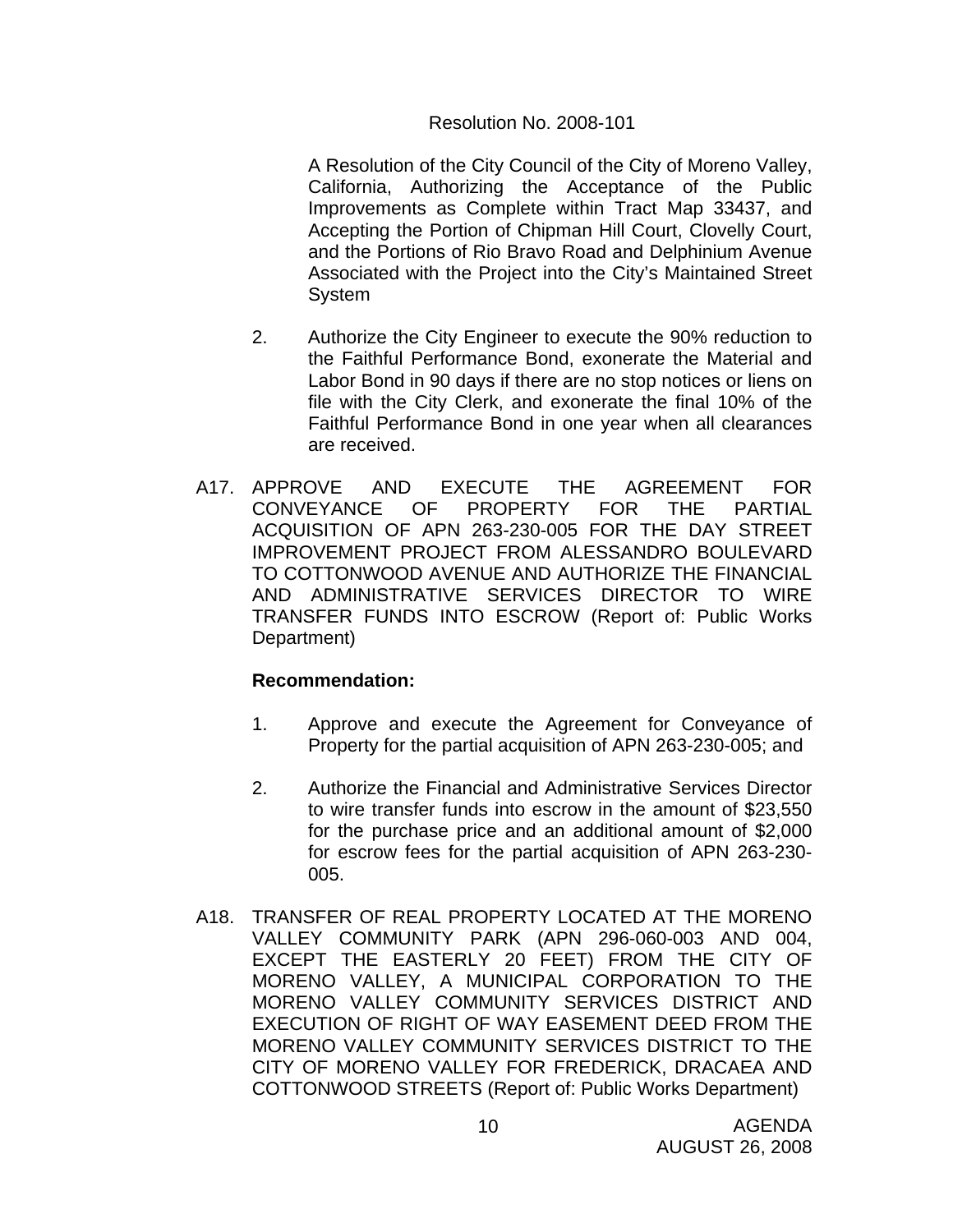Resolution No. 2008-101

A Resolution of the City Council of the City of Moreno Valley, California, Authorizing the Acceptance of the Public Improvements as Complete within Tract Map 33437, and Accepting the Portion of Chipman Hill Court, Clovelly Court, and the Portions of Rio Bravo Road and Delphinium Avenue Associated with the Project into the City's Maintained Street System

2. Authorize the City Engineer to execute the 90% reduction to the Faithful Performance Bond, exonerate the Material and Labor Bond in 90 days if there are no stop notices or liens on file with the City Clerk, and exonerate the final 10% of the Faithful Performance Bond in one year when all clearances are received.

A17. APPROVE AND EXECUTE THE AGREEMENT FOR CONVEYANCE OF PROPERTY FOR THE PARTIAL ACQUISITION OF APN 263-230-005 FOR THE DAY STREET IMPROVEMENT PROJECT FROM ALESSANDRO BOULEVARD TO COTTONWOOD AVENUE AND AUTHORIZE THE FINANCIAL AND ADMINISTRATIVE SERVICES DIRECTOR TO WIRE TRANSFER FUNDS INTO ESCROW (Report of: Public Works Department)

**Recommendation:**

1. Approve and execute the Agreement for Conveyance of Property for the partial acquisition of APN 263-230-005; and

2. Authorize the Financial and Administrative Services Director to wire transfer funds into escrow in the amount of $23,550 for the purchase price and an additional amount of $2,000 for escrow fees for the partial acquisition of APN 263-230-005.

A18. TRANSFER OF REAL PROPERTY LOCATED AT THE MORENO VALLEY COMMUNITY PARK (APN 296-060-003 AND 004, EXCEPT THE EASTERLY 20 FEET) FROM THE CITY OF MORENO VALLEY, A MUNICIPAL CORPORATION TO THE MORENO VALLEY COMMUNITY SERVICES DISTRICT AND EXECUTION OF RIGHT OF WAY EASEMENT DEED FROM THE MORENO VALLEY COMMUNITY SERVICES DISTRICT TO THE CITY OF MORENO VALLEY FOR FREDERICK, DRACAEA AND COTTONWOOD STREETS (Report of: Public Works Department)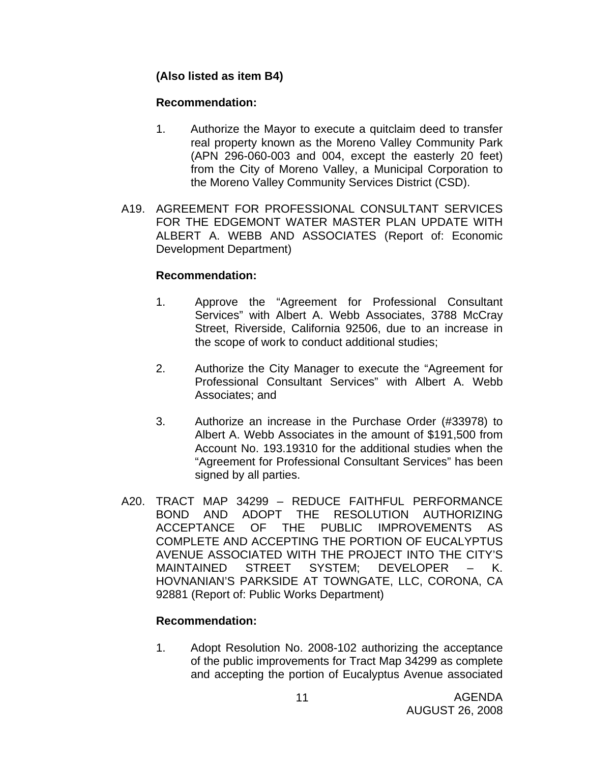**(Also listed as item B4)**

**Recommendation:**

1. Authorize the Mayor to execute a quitclaim deed to transfer real property known as the Moreno Valley Community Park (APN 296-060-003 and 004, except the easterly 20 feet) from the City of Moreno Valley, a Municipal Corporation to the Moreno Valley Community Services District (CSD).

A19. AGREEMENT FOR PROFESSIONAL CONSULTANT SERVICES FOR THE EDGEMONT WATER MASTER PLAN UPDATE WITH ALBERT A. WEBB AND ASSOCIATES (Report of: Economic Development Department)

**Recommendation:**

1. Approve the "Agreement for Professional Consultant Services" with Albert A. Webb Associates, 3788 McCray Street, Riverside, California 92506, due to an increase in the scope of work to conduct additional studies;

2. Authorize the City Manager to execute the "Agreement for Professional Consultant Services" with Albert A. Webb Associates; and

3. Authorize an increase in the Purchase Order (#33978) to Albert A. Webb Associates in the amount of $191,500 from Account No. 193.19310 for the additional studies when the "Agreement for Professional Consultant Services" has been signed by all parties.

A20. TRACT MAP 34299 – REDUCE FAITHFUL PERFORMANCE BOND AND ADOPT THE RESOLUTION AUTHORIZING ACCEPTANCE OF THE PUBLIC IMPROVEMENTS AS COMPLETE AND ACCEPTING THE PORTION OF EUCALYPTUS AVENUE ASSOCIATED WITH THE PROJECT INTO THE CITY'S MAINTAINED STREET SYSTEM; DEVELOPER – K. HOVNANIAN'S PARKSIDE AT TOWNGATE, LLC, CORONA, CA 92881 (Report of: Public Works Department)

**Recommendation:**

1. Adopt Resolution No. 2008-102 authorizing the acceptance of the public improvements for Tract Map 34299 as complete and accepting the portion of Eucalyptus Avenue associated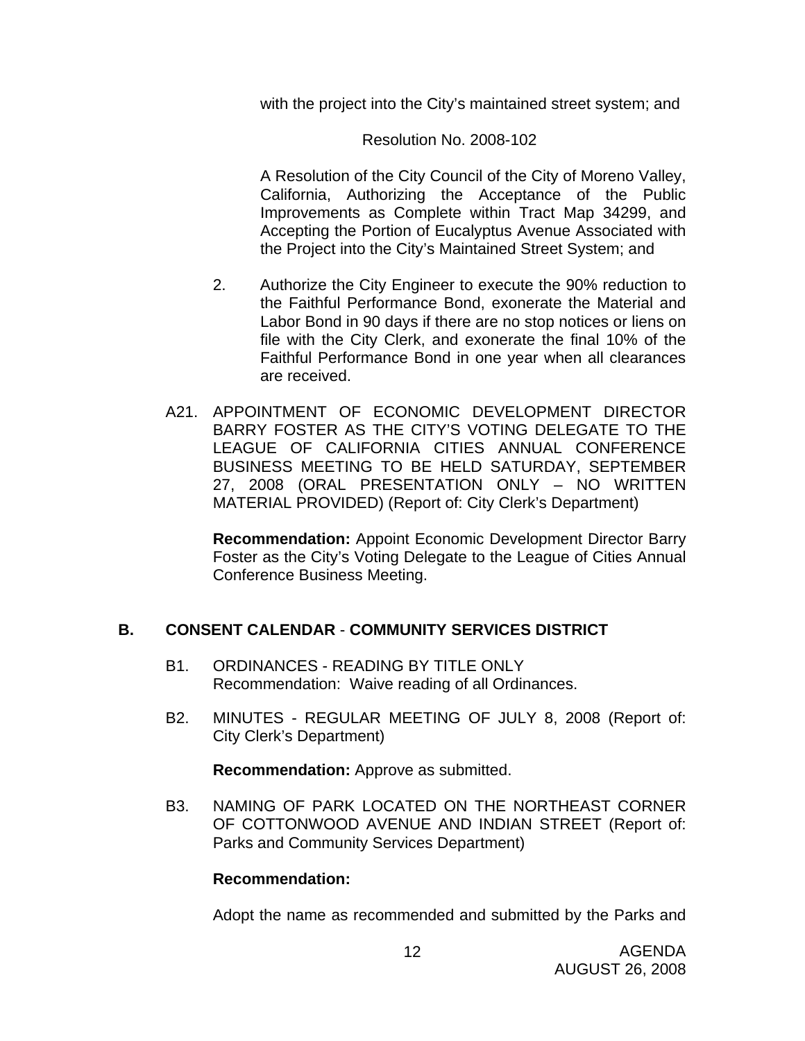with the project into the City's maintained street system; and

Resolution No. 2008-102

A Resolution of the City Council of the City of Moreno Valley, California, Authorizing the Acceptance of the Public Improvements as Complete within Tract Map 34299, and Accepting the Portion of Eucalyptus Avenue Associated with the Project into the City's Maintained Street System; and

2. Authorize the City Engineer to execute the 90% reduction to the Faithful Performance Bond, exonerate the Material and Labor Bond in 90 days if there are no stop notices or liens on file with the City Clerk, and exonerate the final 10% of the Faithful Performance Bond in one year when all clearances are received.

A21. APPOINTMENT OF ECONOMIC DEVELOPMENT DIRECTOR BARRY FOSTER AS THE CITY'S VOTING DELEGATE TO THE LEAGUE OF CALIFORNIA CITIES ANNUAL CONFERENCE BUSINESS MEETING TO BE HELD SATURDAY, SEPTEMBER 27, 2008 (ORAL PRESENTATION ONLY – NO WRITTEN MATERIAL PROVIDED) (Report of: City Clerk's Department)

**Recommendation:** Appoint Economic Development Director Barry Foster as the City's Voting Delegate to the League of Cities Annual Conference Business Meeting.

## B. CONSENT CALENDAR - COMMUNITY SERVICES DISTRICT

B1. ORDINANCES - READING BY TITLE ONLY
Recommendation: Waive reading of all Ordinances.

B2. MINUTES - REGULAR MEETING OF JULY 8, 2008 (Report of: City Clerk's Department)

**Recommendation:** Approve as submitted.

B3. NAMING OF PARK LOCATED ON THE NORTHEAST CORNER OF COTTONWOOD AVENUE AND INDIAN STREET (Report of: Parks and Community Services Department)

**Recommendation:**

Adopt the name as recommended and submitted by the Parks and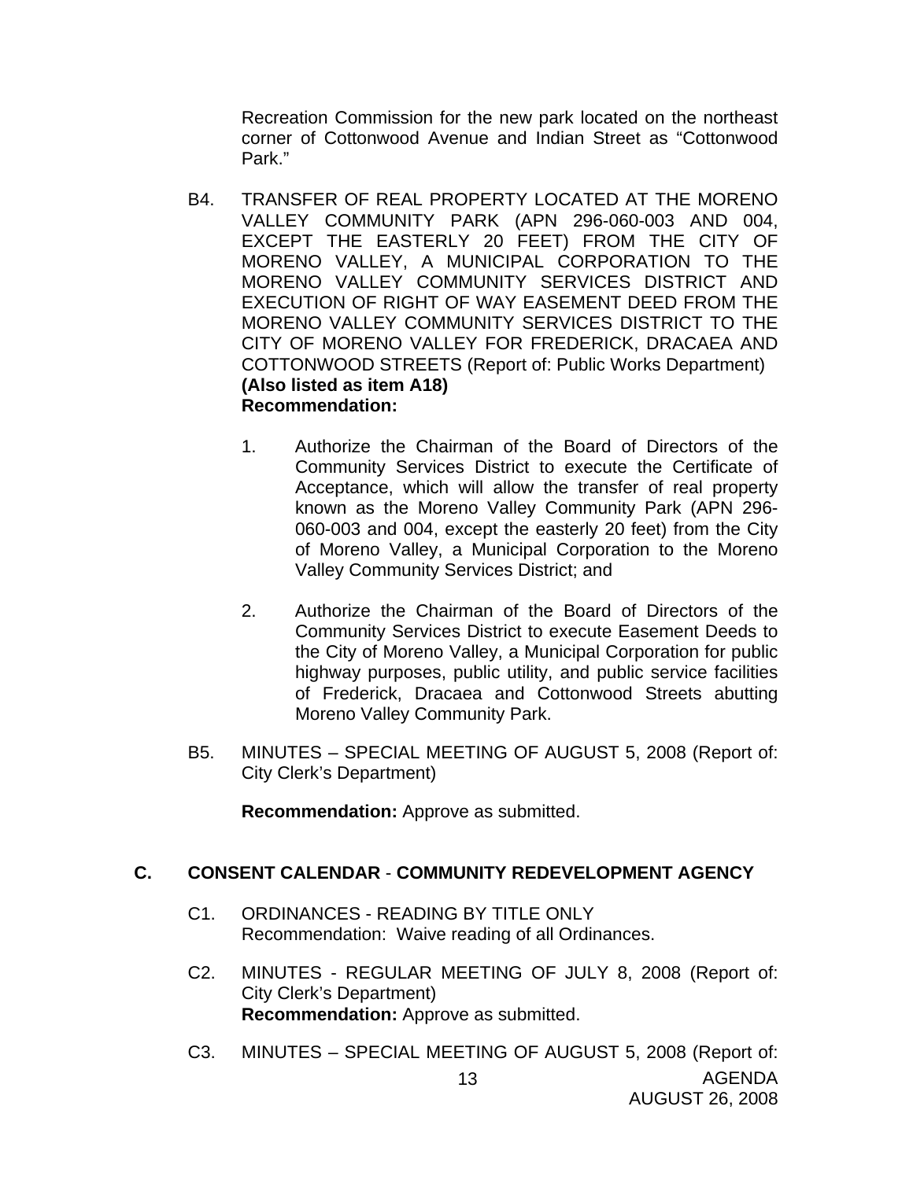Recreation Commission for the new park located on the northeast corner of Cottonwood Avenue and Indian Street as "Cottonwood Park."

B4. TRANSFER OF REAL PROPERTY LOCATED AT THE MORENO VALLEY COMMUNITY PARK (APN 296-060-003 AND 004, EXCEPT THE EASTERLY 20 FEET) FROM THE CITY OF MORENO VALLEY, A MUNICIPAL CORPORATION TO THE MORENO VALLEY COMMUNITY SERVICES DISTRICT AND EXECUTION OF RIGHT OF WAY EASEMENT DEED FROM THE MORENO VALLEY COMMUNITY SERVICES DISTRICT TO THE CITY OF MORENO VALLEY FOR FREDERICK, DRACAEA AND COTTONWOOD STREETS (Report of: Public Works Department) **(Also listed as item A18)**
**Recommendation:**

1. Authorize the Chairman of the Board of Directors of the Community Services District to execute the Certificate of Acceptance, which will allow the transfer of real property known as the Moreno Valley Community Park (APN 296-060-003 and 004, except the easterly 20 feet) from the City of Moreno Valley, a Municipal Corporation to the Moreno Valley Community Services District; and

2. Authorize the Chairman of the Board of Directors of the Community Services District to execute Easement Deeds to the City of Moreno Valley, a Municipal Corporation for public highway purposes, public utility, and public service facilities of Frederick, Dracaea and Cottonwood Streets abutting Moreno Valley Community Park.

B5. MINUTES – SPECIAL MEETING OF AUGUST 5, 2008 (Report of: City Clerk's Department)

**Recommendation:** Approve as submitted.

## C. CONSENT CALENDAR - COMMUNITY REDEVELOPMENT AGENCY

C1. ORDINANCES - READING BY TITLE ONLY
Recommendation: Waive reading of all Ordinances.

C2. MINUTES - REGULAR MEETING OF JULY 8, 2008 (Report of: City Clerk's Department)
**Recommendation:** Approve as submitted.

C3. MINUTES – SPECIAL MEETING OF AUGUST 5, 2008 (Report of: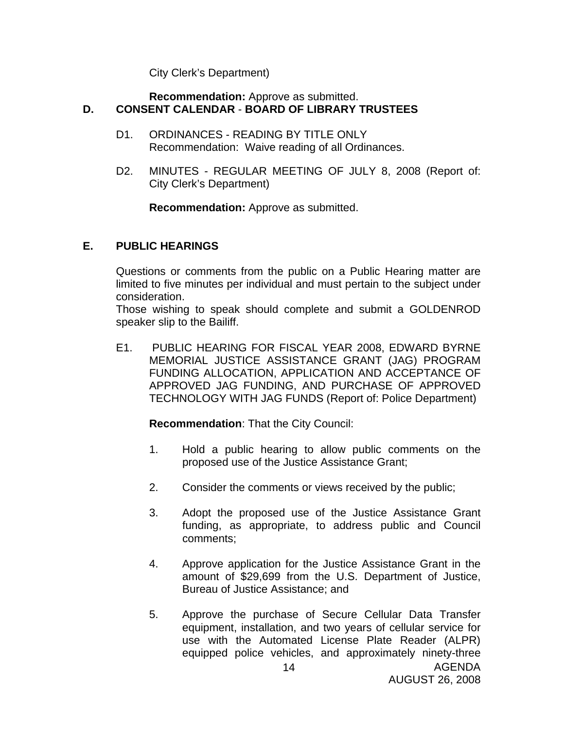City Clerk's Department)

**Recommendation:** Approve as submitted.

## D. CONSENT CALENDAR - BOARD OF LIBRARY TRUSTEES

D1. ORDINANCES - READING BY TITLE ONLY
Recommendation: Waive reading of all Ordinances.

D2. MINUTES - REGULAR MEETING OF JULY 8, 2008 (Report of: City Clerk's Department)

**Recommendation:** Approve as submitted.

## E. PUBLIC HEARINGS

Questions or comments from the public on a Public Hearing matter are limited to five minutes per individual and must pertain to the subject under consideration.
Those wishing to speak should complete and submit a GOLDENROD speaker slip to the Bailiff.

E1. PUBLIC HEARING FOR FISCAL YEAR 2008, EDWARD BYRNE MEMORIAL JUSTICE ASSISTANCE GRANT (JAG) PROGRAM FUNDING ALLOCATION, APPLICATION AND ACCEPTANCE OF APPROVED JAG FUNDING, AND PURCHASE OF APPROVED TECHNOLOGY WITH JAG FUNDS (Report of: Police Department)

**Recommendation**: That the City Council:

1. Hold a public hearing to allow public comments on the proposed use of the Justice Assistance Grant;

2. Consider the comments or views received by the public;

3. Adopt the proposed use of the Justice Assistance Grant funding, as appropriate, to address public and Council comments;

4. Approve application for the Justice Assistance Grant in the amount of $29,699 from the U.S. Department of Justice, Bureau of Justice Assistance; and

5. Approve the purchase of Secure Cellular Data Transfer equipment, installation, and two years of cellular service for use with the Automated License Plate Reader (ALPR) equipped police vehicles, and approximately ninety-three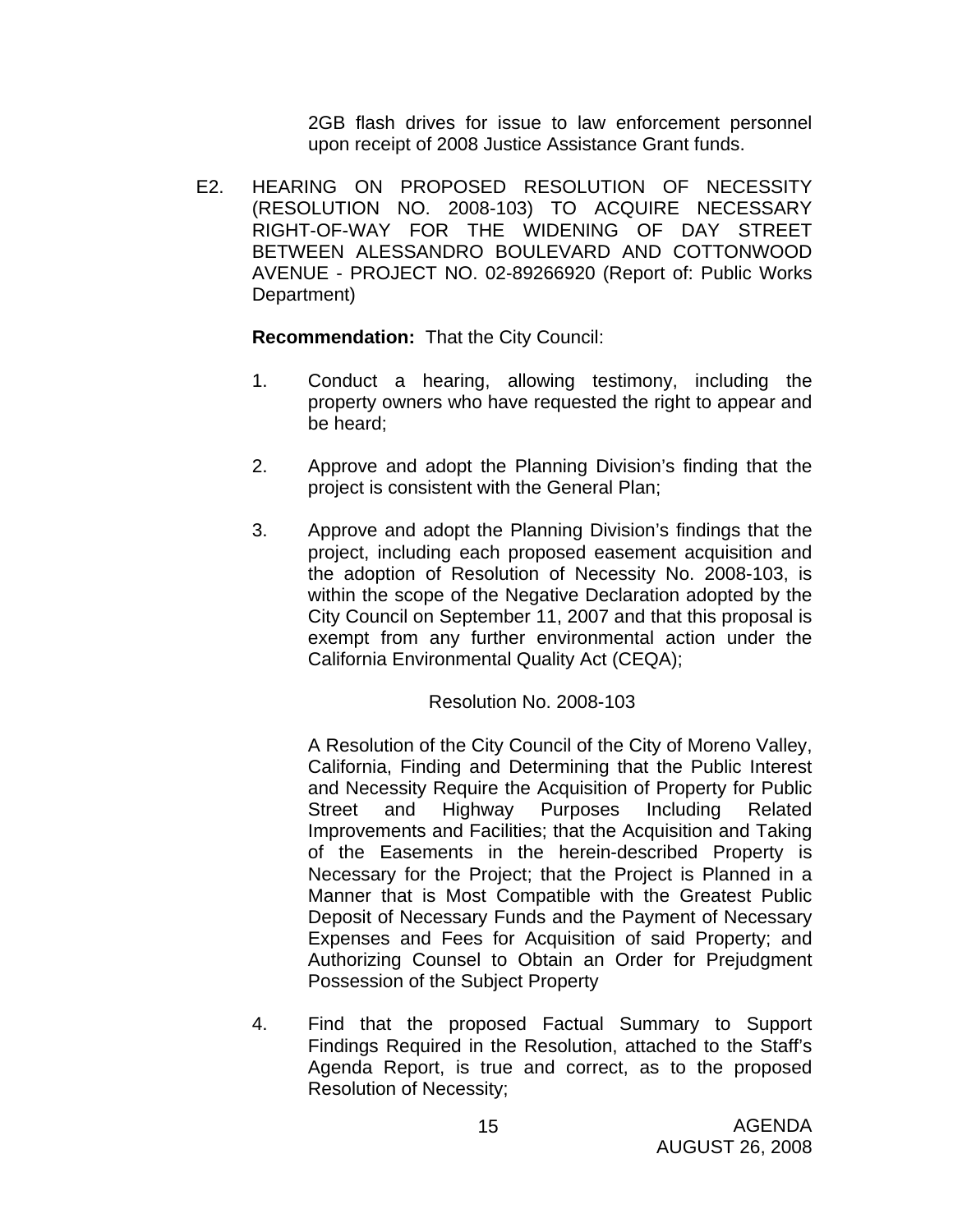2GB flash drives for issue to law enforcement personnel upon receipt of 2008 Justice Assistance Grant funds.

E2. HEARING ON PROPOSED RESOLUTION OF NECESSITY (RESOLUTION NO. 2008-103) TO ACQUIRE NECESSARY RIGHT-OF-WAY FOR THE WIDENING OF DAY STREET BETWEEN ALESSANDRO BOULEVARD AND COTTONWOOD AVENUE - PROJECT NO. 02-89266920 (Report of: Public Works Department)

**Recommendation:** That the City Council:

1. Conduct a hearing, allowing testimony, including the property owners who have requested the right to appear and be heard;

2. Approve and adopt the Planning Division's finding that the project is consistent with the General Plan;

3. Approve and adopt the Planning Division's findings that the project, including each proposed easement acquisition and the adoption of Resolution of Necessity No. 2008-103, is within the scope of the Negative Declaration adopted by the City Council on September 11, 2007 and that this proposal is exempt from any further environmental action under the California Environmental Quality Act (CEQA);

   Resolution No. 2008-103

   A Resolution of the City Council of the City of Moreno Valley, California, Finding and Determining that the Public Interest and Necessity Require the Acquisition of Property for Public Street and Highway Purposes Including Related Improvements and Facilities; that the Acquisition and Taking of the Easements in the herein-described Property is Necessary for the Project; that the Project is Planned in a Manner that is Most Compatible with the Greatest Public Deposit of Necessary Funds and the Payment of Necessary Expenses and Fees for Acquisition of said Property; and Authorizing Counsel to Obtain an Order for Prejudgment Possession of the Subject Property

4. Find that the proposed Factual Summary to Support Findings Required in the Resolution, attached to the Staff's Agenda Report, is true and correct, as to the proposed Resolution of Necessity;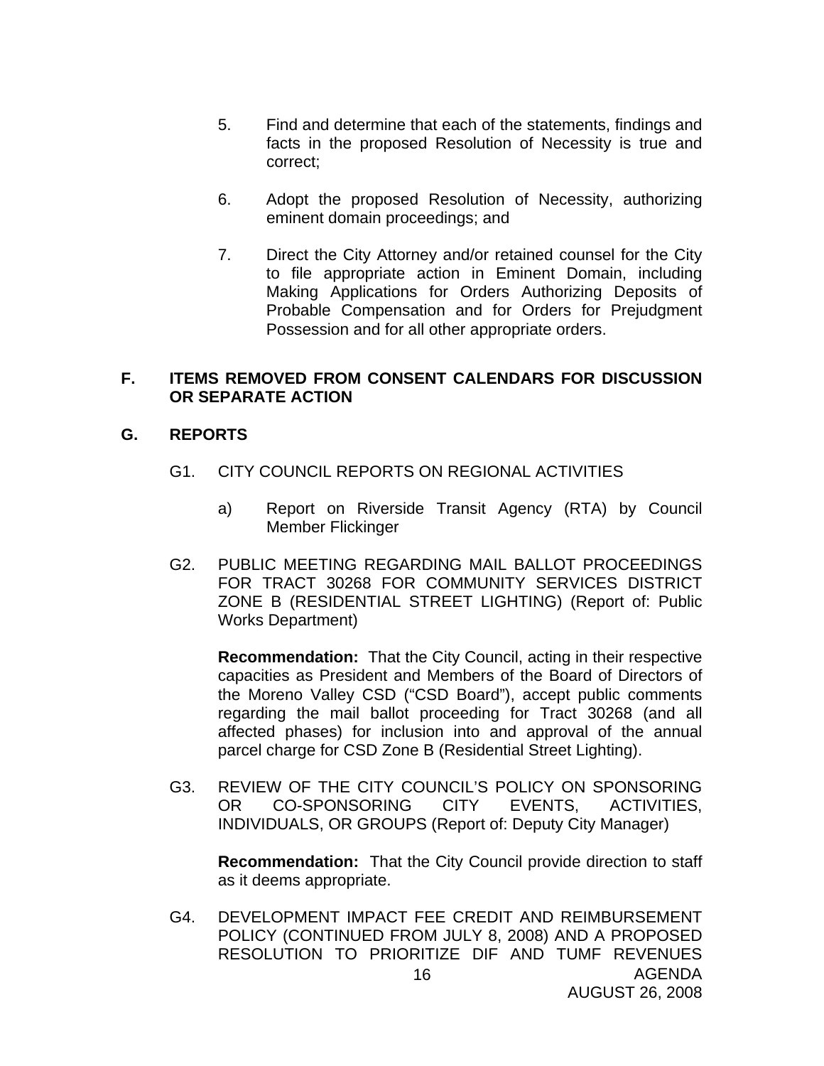5. Find and determine that each of the statements, findings and facts in the proposed Resolution of Necessity is true and correct;

6. Adopt the proposed Resolution of Necessity, authorizing eminent domain proceedings; and

7. Direct the City Attorney and/or retained counsel for the City to file appropriate action in Eminent Domain, including Making Applications for Orders Authorizing Deposits of Probable Compensation and for Orders for Prejudgment Possession and for all other appropriate orders.

## F. ITEMS REMOVED FROM CONSENT CALENDARS FOR DISCUSSION OR SEPARATE ACTION

## G. REPORTS

G1. CITY COUNCIL REPORTS ON REGIONAL ACTIVITIES

a) Report on Riverside Transit Agency (RTA) by Council Member Flickinger

G2. PUBLIC MEETING REGARDING MAIL BALLOT PROCEEDINGS FOR TRACT 30268 FOR COMMUNITY SERVICES DISTRICT ZONE B (RESIDENTIAL STREET LIGHTING) (Report of: Public Works Department)

**Recommendation:** That the City Council, acting in their respective capacities as President and Members of the Board of Directors of the Moreno Valley CSD ("CSD Board"), accept public comments regarding the mail ballot proceeding for Tract 30268 (and all affected phases) for inclusion into and approval of the annual parcel charge for CSD Zone B (Residential Street Lighting).

G3. REVIEW OF THE CITY COUNCIL'S POLICY ON SPONSORING OR CO-SPONSORING CITY EVENTS, ACTIVITIES, INDIVIDUALS, OR GROUPS (Report of: Deputy City Manager)

**Recommendation:** That the City Council provide direction to staff as it deems appropriate.

G4. DEVELOPMENT IMPACT FEE CREDIT AND REIMBURSEMENT POLICY (CONTINUED FROM JULY 8, 2008) AND A PROPOSED RESOLUTION TO PRIORITIZE DIF AND TUMF REVENUES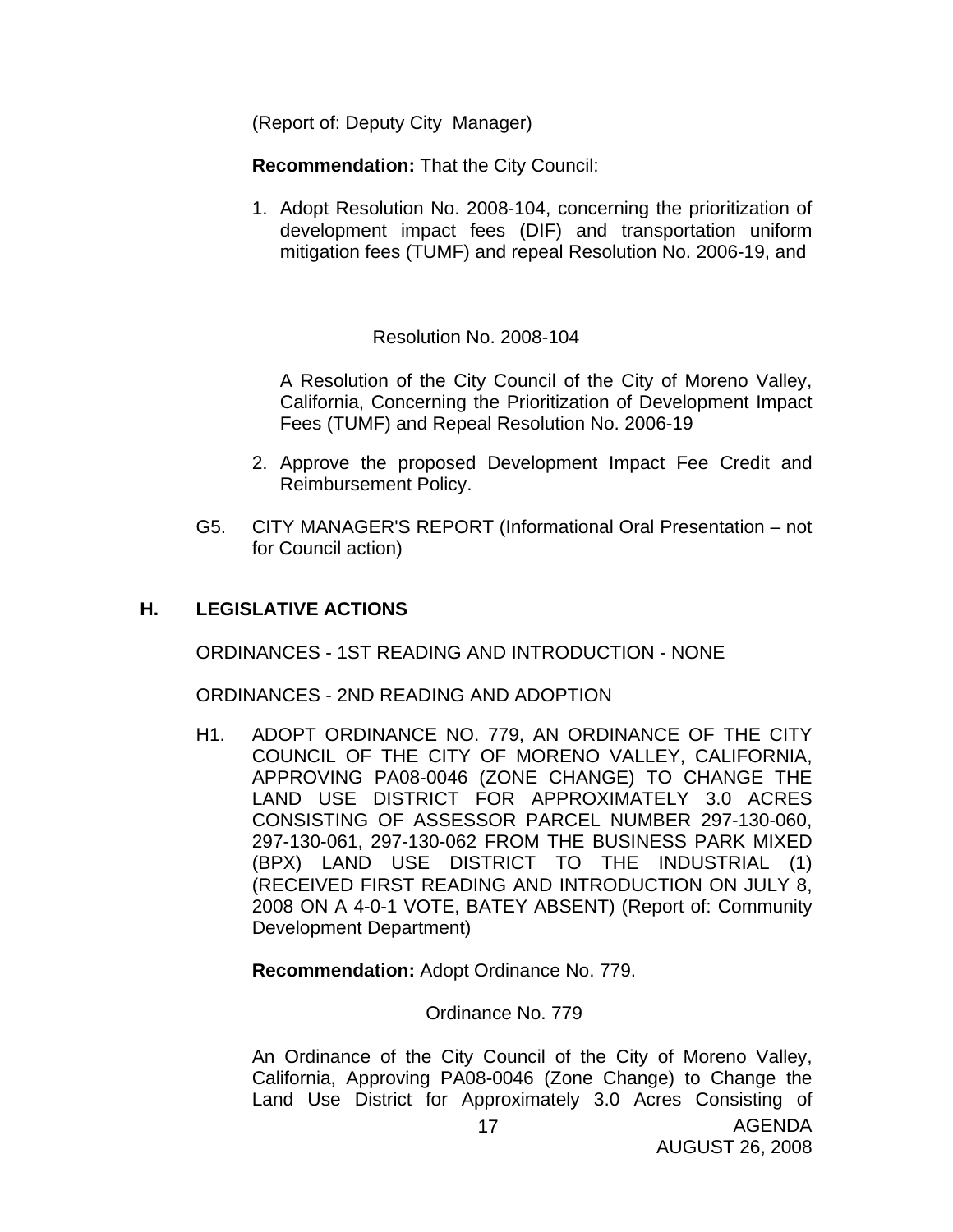(Report of: Deputy City Manager)

**Recommendation:** That the City Council:

1. Adopt Resolution No. 2008-104, concerning the prioritization of development impact fees (DIF) and transportation uniform mitigation fees (TUMF) and repeal Resolution No. 2006-19, and

Resolution No. 2008-104

A Resolution of the City Council of the City of Moreno Valley, California, Concerning the Prioritization of Development Impact Fees (TUMF) and Repeal Resolution No. 2006-19

2. Approve the proposed Development Impact Fee Credit and Reimbursement Policy.

G5. CITY MANAGER'S REPORT (Informational Oral Presentation – not for Council action)

## H. LEGISLATIVE ACTIONS

ORDINANCES - 1ST READING AND INTRODUCTION - NONE

ORDINANCES - 2ND READING AND ADOPTION

H1. ADOPT ORDINANCE NO. 779, AN ORDINANCE OF THE CITY COUNCIL OF THE CITY OF MORENO VALLEY, CALIFORNIA, APPROVING PA08-0046 (ZONE CHANGE) TO CHANGE THE LAND USE DISTRICT FOR APPROXIMATELY 3.0 ACRES CONSISTING OF ASSESSOR PARCEL NUMBER 297-130-060, 297-130-061, 297-130-062 FROM THE BUSINESS PARK MIXED (BPX) LAND USE DISTRICT TO THE INDUSTRIAL (1) (RECEIVED FIRST READING AND INTRODUCTION ON JULY 8, 2008 ON A 4-0-1 VOTE, BATEY ABSENT) (Report of: Community Development Department)

**Recommendation:** Adopt Ordinance No. 779.

Ordinance No. 779

An Ordinance of the City Council of the City of Moreno Valley, California, Approving PA08-0046 (Zone Change) to Change the Land Use District for Approximately 3.0 Acres Consisting of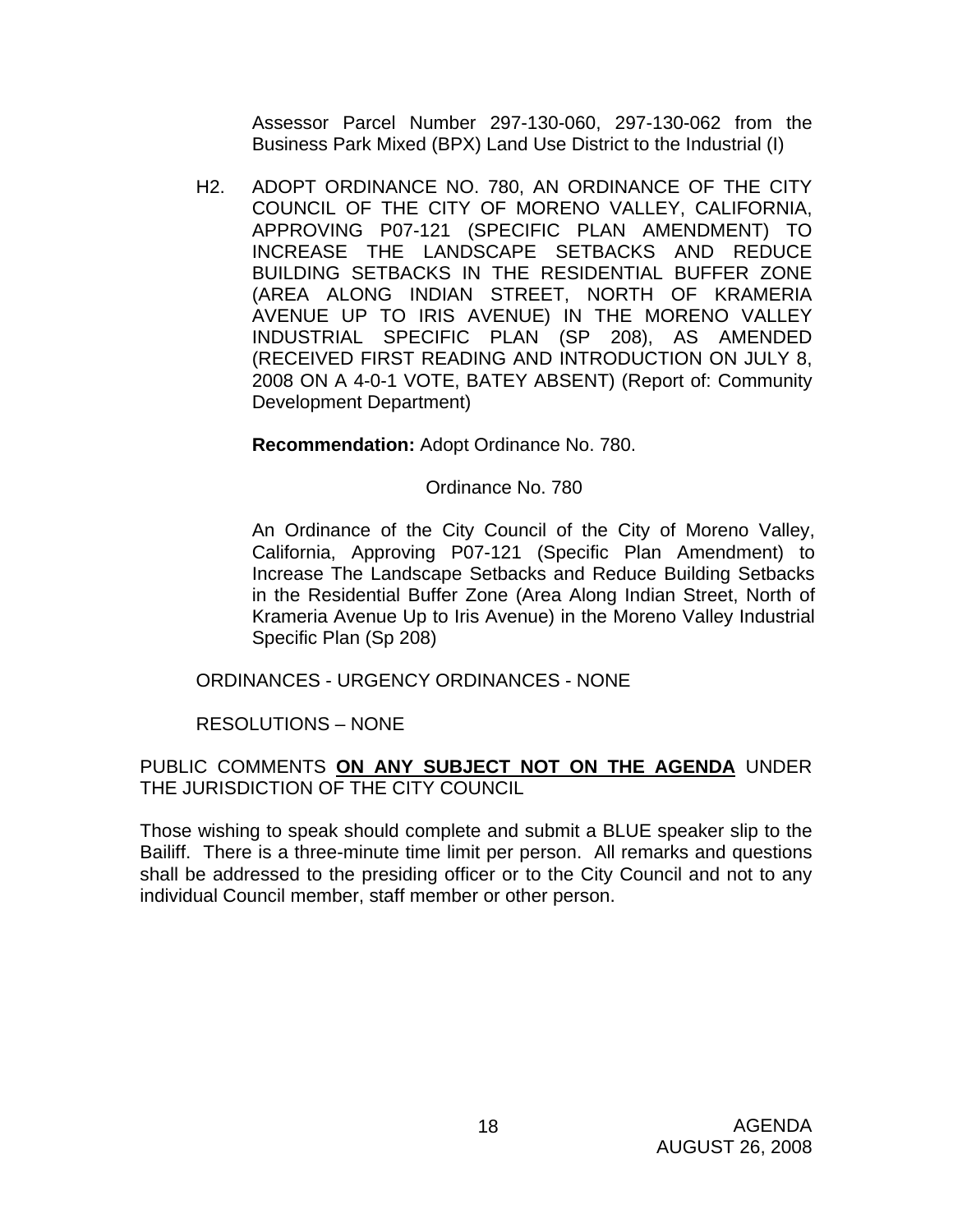Assessor Parcel Number 297-130-060, 297-130-062 from the Business Park Mixed (BPX) Land Use District to the Industrial (I)

H2. ADOPT ORDINANCE NO. 780, AN ORDINANCE OF THE CITY COUNCIL OF THE CITY OF MORENO VALLEY, CALIFORNIA, APPROVING P07-121 (SPECIFIC PLAN AMENDMENT) TO INCREASE THE LANDSCAPE SETBACKS AND REDUCE BUILDING SETBACKS IN THE RESIDENTIAL BUFFER ZONE (AREA ALONG INDIAN STREET, NORTH OF KRAMERIA AVENUE UP TO IRIS AVENUE) IN THE MORENO VALLEY INDUSTRIAL SPECIFIC PLAN (SP 208), AS AMENDED (RECEIVED FIRST READING AND INTRODUCTION ON JULY 8, 2008 ON A 4-0-1 VOTE, BATEY ABSENT) (Report of: Community Development Department)

**Recommendation:** Adopt Ordinance No. 780.

Ordinance No. 780

An Ordinance of the City Council of the City of Moreno Valley, California, Approving P07-121 (Specific Plan Amendment) to Increase The Landscape Setbacks and Reduce Building Setbacks in the Residential Buffer Zone (Area Along Indian Street, North of Krameria Avenue Up to Iris Avenue) in the Moreno Valley Industrial Specific Plan (Sp 208)

ORDINANCES - URGENCY ORDINANCES - NONE

RESOLUTIONS – NONE

PUBLIC COMMENTS **ON ANY SUBJECT NOT ON THE AGENDA** UNDER THE JURISDICTION OF THE CITY COUNCIL

Those wishing to speak should complete and submit a BLUE speaker slip to the Bailiff. There is a three-minute time limit per person. All remarks and questions shall be addressed to the presiding officer or to the City Council and not to any individual Council member, staff member or other person.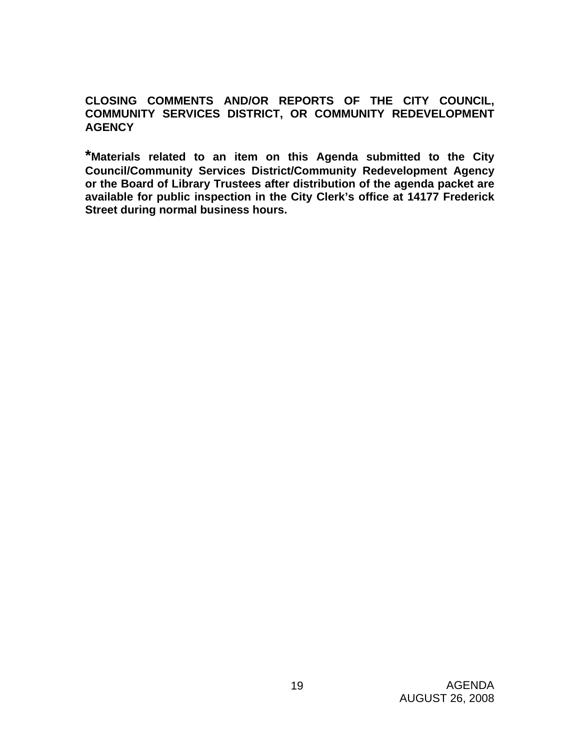**CLOSING COMMENTS AND/OR REPORTS OF THE CITY COUNCIL, COMMUNITY SERVICES DISTRICT, OR COMMUNITY REDEVELOPMENT AGENCY**

***Materials related to an item on this Agenda submitted to the City Council/Community Services District/Community Redevelopment Agency or the Board of Library Trustees after distribution of the agenda packet are available for public inspection in the City Clerk's office at 14177 Frederick Street during normal business hours.**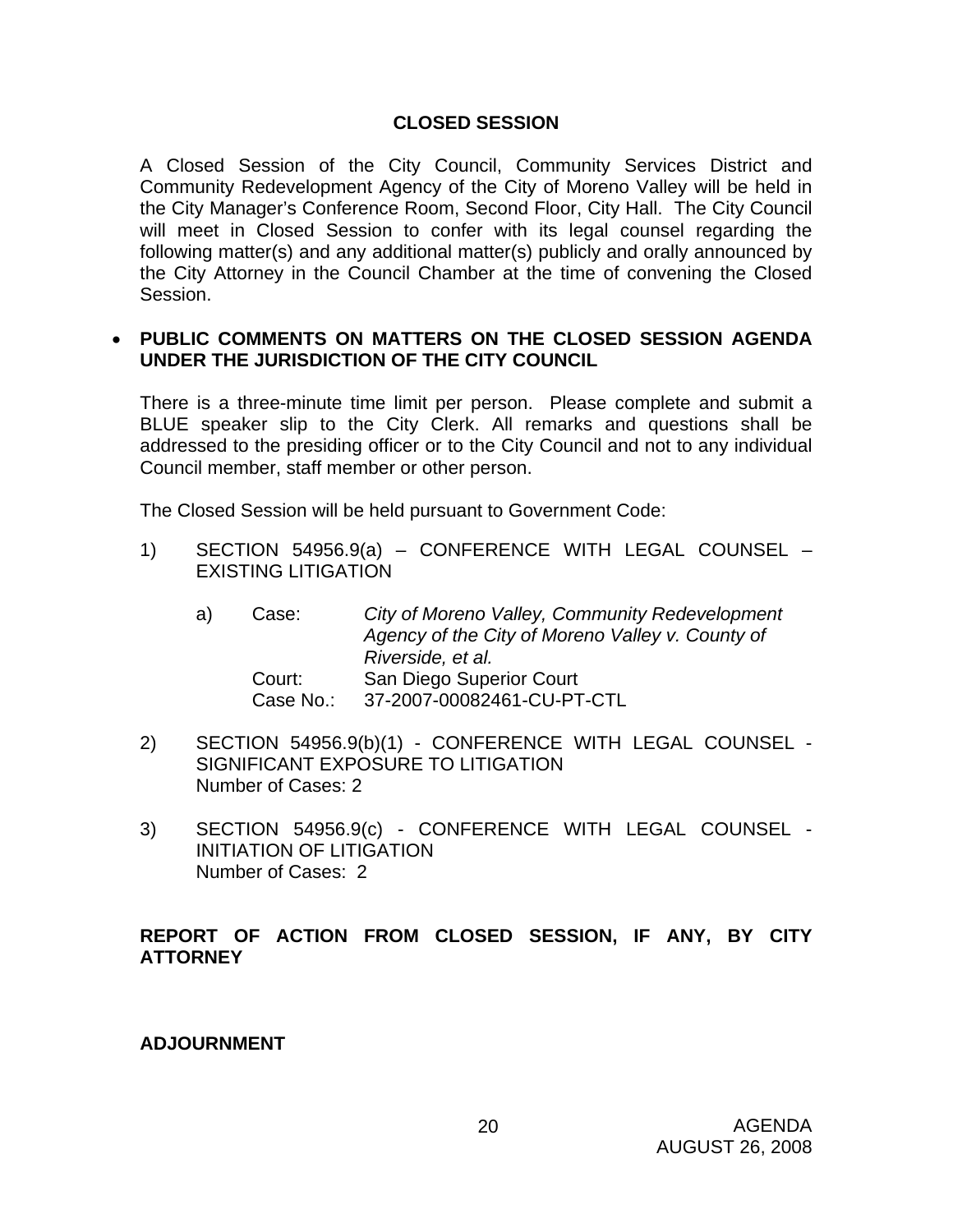## CLOSED SESSION

A Closed Session of the City Council, Community Services District and Community Redevelopment Agency of the City of Moreno Valley will be held in the City Manager's Conference Room, Second Floor, City Hall. The City Council will meet in Closed Session to confer with its legal counsel regarding the following matter(s) and any additional matter(s) publicly and orally announced by the City Attorney in the Council Chamber at the time of convening the Closed Session.

- **PUBLIC COMMENTS ON MATTERS ON THE CLOSED SESSION AGENDA UNDER THE JURISDICTION OF THE CITY COUNCIL**

  There is a three-minute time limit per person. Please complete and submit a BLUE speaker slip to the City Clerk. All remarks and questions shall be addressed to the presiding officer or to the City Council and not to any individual Council member, staff member or other person.

  The Closed Session will be held pursuant to Government Code:

  1) SECTION 54956.9(a) – CONFERENCE WITH LEGAL COUNSEL – EXISTING LITIGATION

     a) Case: *City of Moreno Valley, Community Redevelopment Agency of the City of Moreno Valley v. County of Riverside, et al.*
        Court: San Diego Superior Court
        Case No.: 37-2007-00082461-CU-PT-CTL

  2) SECTION 54956.9(b)(1) - CONFERENCE WITH LEGAL COUNSEL - SIGNIFICANT EXPOSURE TO LITIGATION
     Number of Cases: 2

  3) SECTION 54956.9(c) - CONFERENCE WITH LEGAL COUNSEL - INITIATION OF LITIGATION
     Number of Cases: 2

**REPORT OF ACTION FROM CLOSED SESSION, IF ANY, BY CITY ATTORNEY**

**ADJOURNMENT**